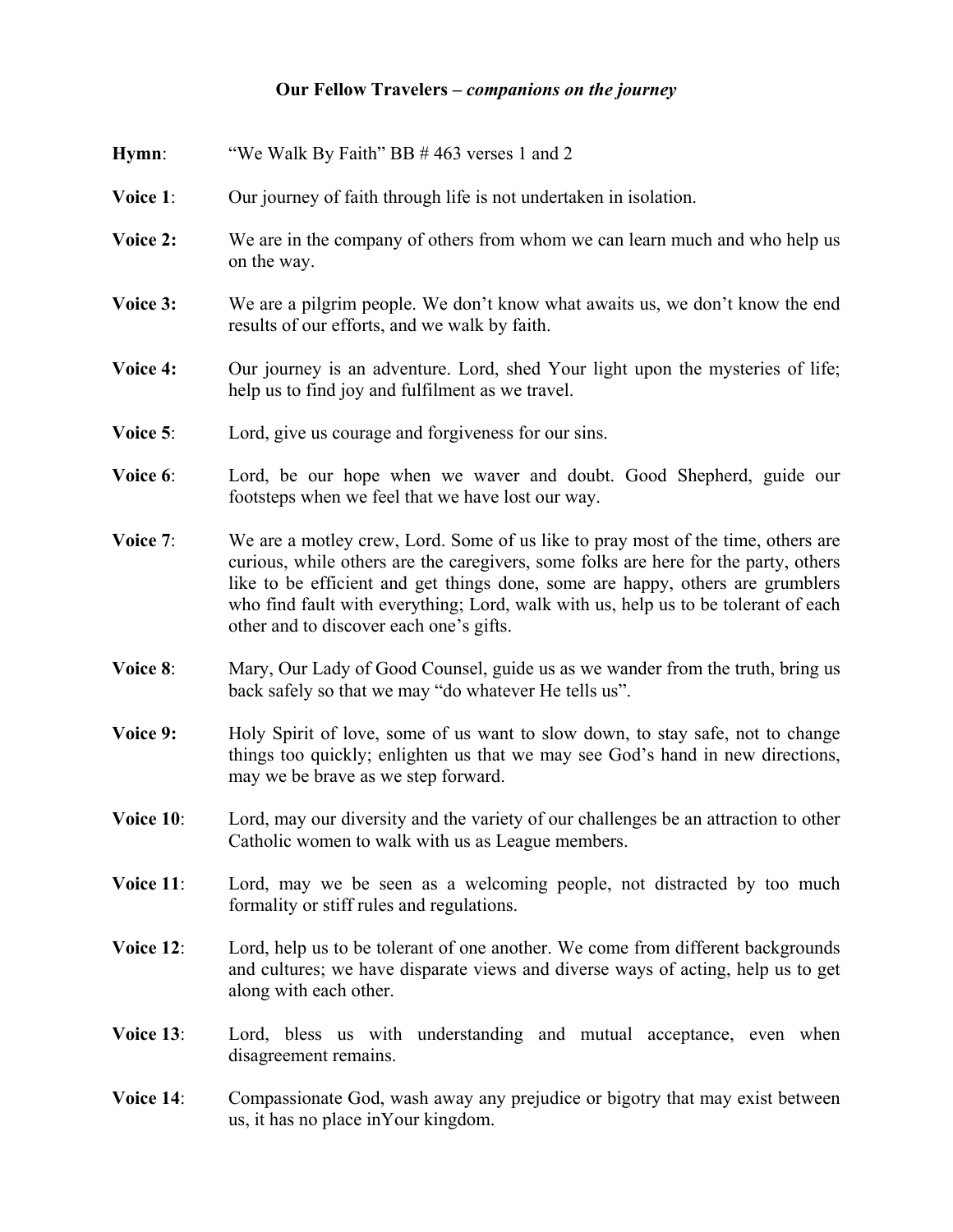# Our Fellow Travelers – *companions on the journey*

**Hymn**: "We Walk By Faith" BB # 463 verses 1 and 2

**Voice 1**: Our journey of faith through life is not undertaken in isolation.

**Voice 2:** We are in the company of others from whom we can learn much and who help us on the way.

**Voice 3:** We are a pilgrim people. We don't know what awaits us, we don't know the end results of our efforts, and we walk by faith.

**Voice 4:** Our journey is an adventure. Lord, shed Your light upon the mysteries of life; help us to find joy and fulfilment as we travel.

**Voice 5**: Lord, give us courage and forgiveness for our sins.

**Voice 6**: Lord, be our hope when we waver and doubt. Good Shepherd, guide our footsteps when we feel that we have lost our way.

**Voice 7**: We are a motley crew, Lord. Some of us like to pray most of the time, others are curious, while others are the caregivers, some folks are here for the party, others like to be efficient and get things done, some are happy, others are grumblers who find fault with everything; Lord, walk with us, help us to be tolerant of each other and to discover each one's gifts.

**Voice 8**: Mary, Our Lady of Good Counsel, guide us as we wander from the truth, bring us back safely so that we may "do whatever He tells us".

**Voice 9:** Holy Spirit of love, some of us want to slow down, to stay safe, not to change things too quickly; enlighten us that we may see God's hand in new directions, may we be brave as we step forward.

**Voice 10**: Lord, may our diversity and the variety of our challenges be an attraction to other Catholic women to walk with us as League members.

**Voice 11**: Lord, may we be seen as a welcoming people, not distracted by too much formality or stiff rules and regulations.

**Voice 12**: Lord, help us to be tolerant of one another. We come from different backgrounds and cultures; we have disparate views and diverse ways of acting, help us to get along with each other.

**Voice 13**: Lord, bless us with understanding and mutual acceptance, even when disagreement remains.

**Voice 14**: Compassionate God, wash away any prejudice or bigotry that may exist between us, it has no place inYour kingdom.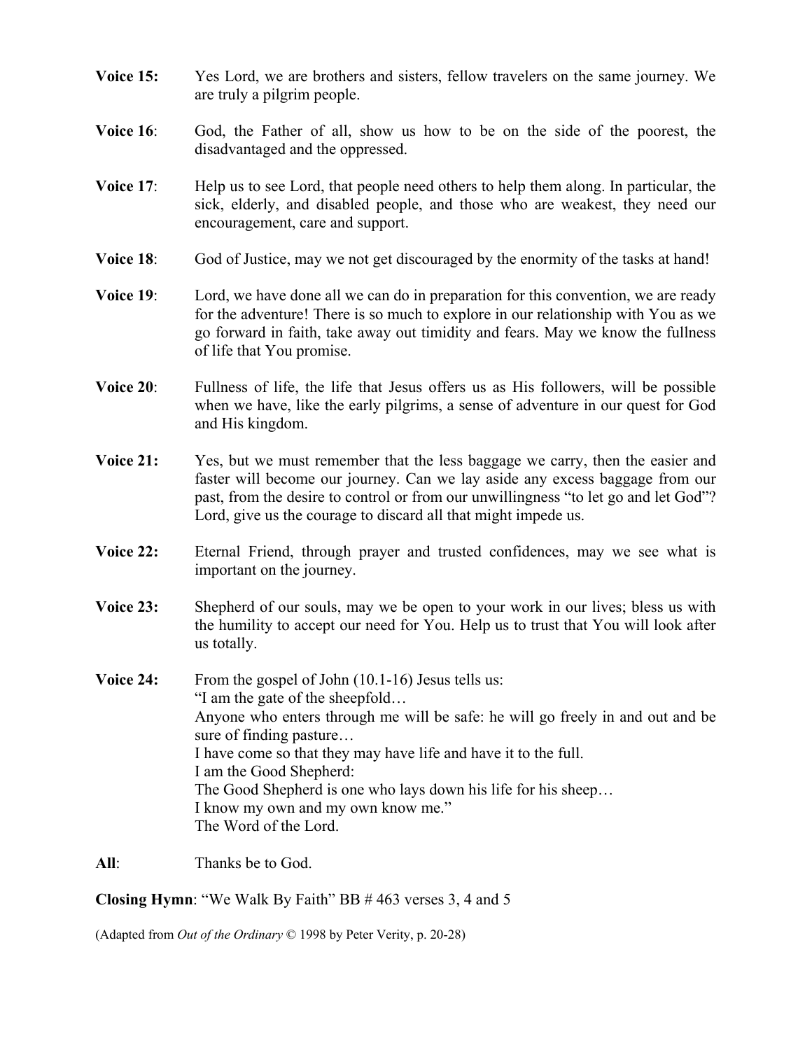**Voice 15:** Yes Lord, we are brothers and sisters, fellow travelers on the same journey. We are truly a pilgrim people.

**Voice 16**: God, the Father of all, show us how to be on the side of the poorest, the disadvantaged and the oppressed.

**Voice 17**: Help us to see Lord, that people need others to help them along. In particular, the sick, elderly, and disabled people, and those who are weakest, they need our encouragement, care and support.

**Voice 18**: God of Justice, may we not get discouraged by the enormity of the tasks at hand!

**Voice 19**: Lord, we have done all we can do in preparation for this convention, we are ready for the adventure! There is so much to explore in our relationship with You as we go forward in faith, take away out timidity and fears. May we know the fullness of life that You promise.

**Voice 20**: Fullness of life, the life that Jesus offers us as His followers, will be possible when we have, like the early pilgrims, a sense of adventure in our quest for God and His kingdom.

**Voice 21:** Yes, but we must remember that the less baggage we carry, then the easier and faster will become our journey. Can we lay aside any excess baggage from our past, from the desire to control or from our unwillingness "to let go and let God"? Lord, give us the courage to discard all that might impede us.

**Voice 22:** Eternal Friend, through prayer and trusted confidences, may we see what is important on the journey.

**Voice 23:** Shepherd of our souls, may we be open to your work in our lives; bless us with the humility to accept our need for You. Help us to trust that You will look after us totally.

**Voice 24:** From the gospel of John (10.1-16) Jesus tells us:
"I am the gate of the sheepfold…
Anyone who enters through me will be safe: he will go freely in and out and be sure of finding pasture…
I have come so that they may have life and have it to the full.
I am the Good Shepherd:
The Good Shepherd is one who lays down his life for his sheep…
I know my own and my own know me."
The Word of the Lord.

**All**: Thanks be to God.

**Closing Hymn**: "We Walk By Faith" BB # 463 verses 3, 4 and 5

(Adapted from *Out of the Ordinary* © 1998 by Peter Verity, p. 20-28)